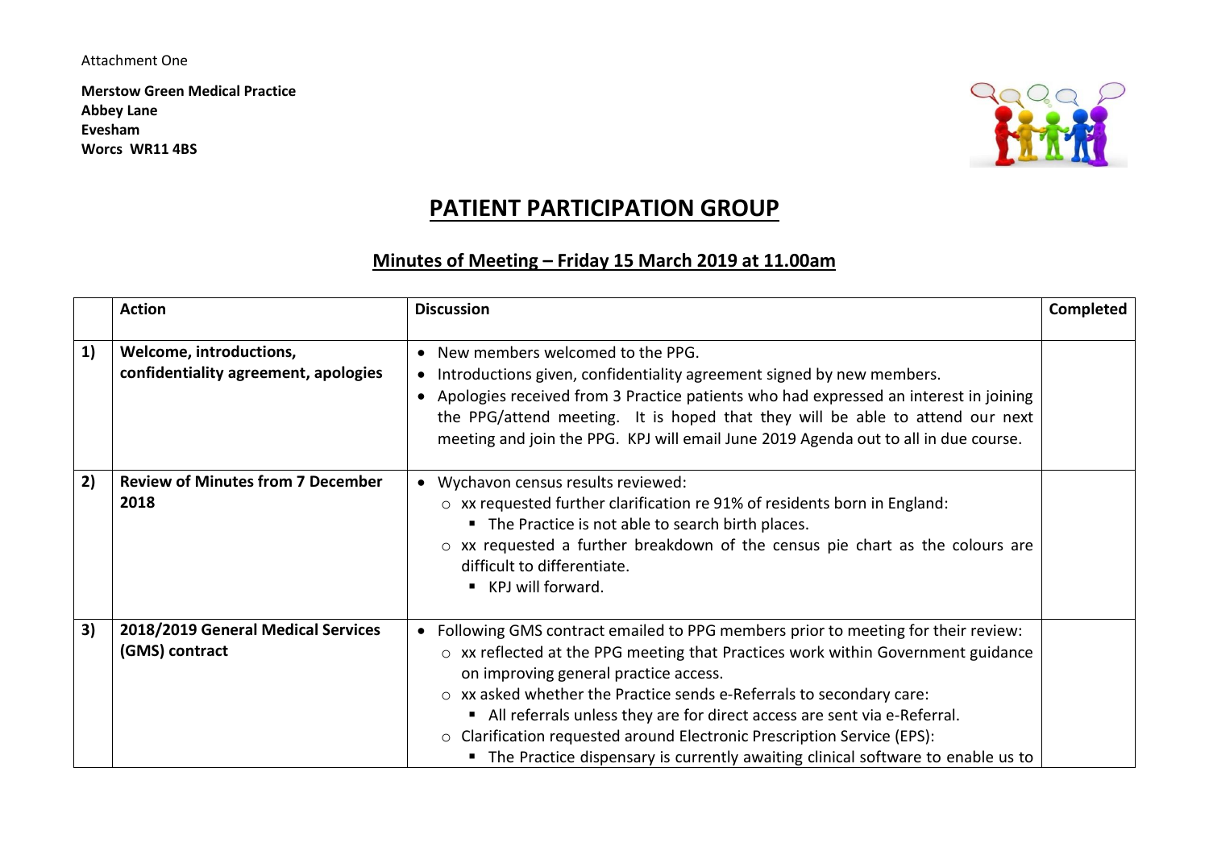Attachment One

**Merstow Green Medical Practice**
**Abbey Lane**
**Evesham**
**Worcs WR11 4BS**

# PATIENT PARTICIPATION GROUP

## Minutes of Meeting – Friday 15 March 2019 at 11.00am

| | Action | Discussion | Completed |
|---|---|---|---|
| **1)** | **Welcome, introductions, confidentiality agreement, apologies** | • New members welcomed to the PPG.<br>• Introductions given, confidentiality agreement signed by new members.<br>• Apologies received from 3 Practice patients who had expressed an interest in joining the PPG/attend meeting. It is hoped that they will be able to attend our next meeting and join the PPG. KPJ will email June 2019 Agenda out to all in due course. | |
| **2)** | **Review of Minutes from 7 December 2018** | • Wychavon census results reviewed:<br>○ xx requested further clarification re 91% of residents born in England:<br>▪ The Practice is not able to search birth places.<br>○ xx requested a further breakdown of the census pie chart as the colours are difficult to differentiate.<br>▪ KPJ will forward. | |
| **3)** | **2018/2019 General Medical Services (GMS) contract** | • Following GMS contract emailed to PPG members prior to meeting for their review:<br>○ xx reflected at the PPG meeting that Practices work within Government guidance on improving general practice access.<br>○ xx asked whether the Practice sends e-Referrals to secondary care:<br>▪ All referrals unless they are for direct access are sent via e-Referral.<br>○ Clarification requested around Electronic Prescription Service (EPS):<br>▪ The Practice dispensary is currently awaiting clinical software to enable us to | |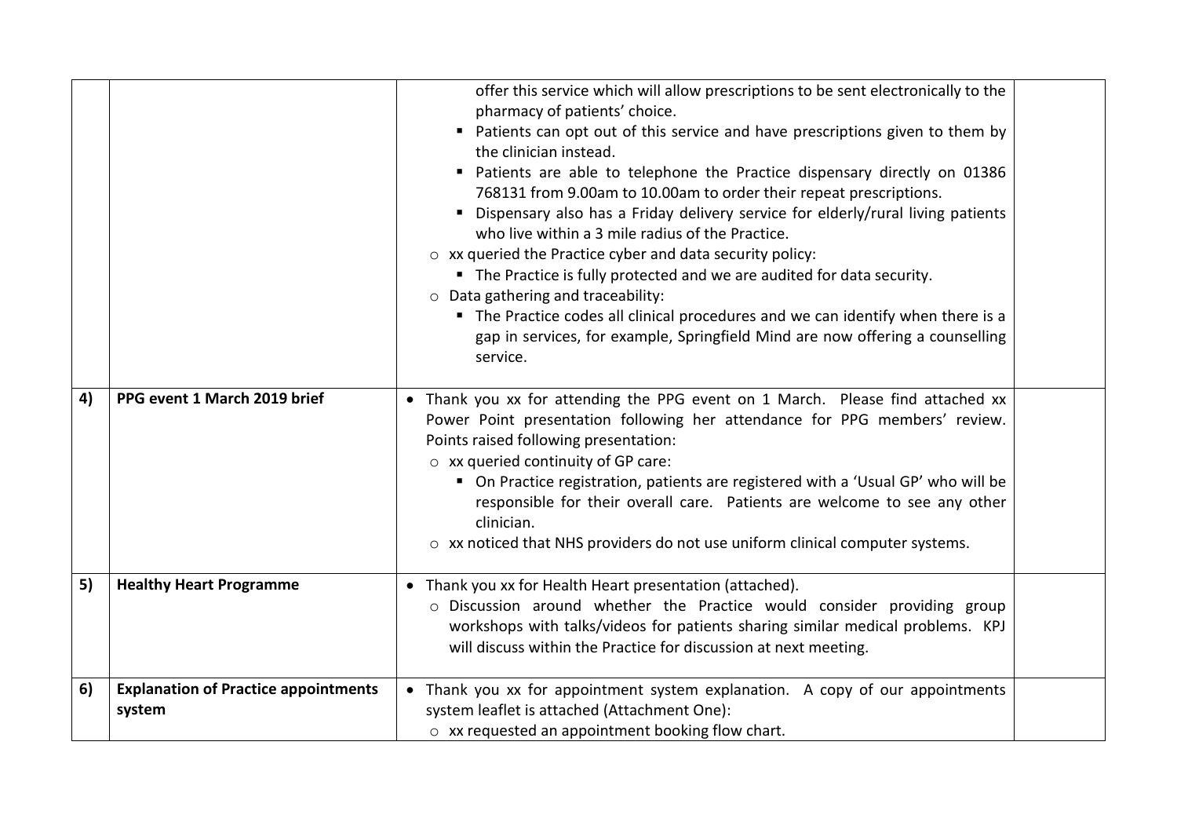| | | | |
|---|---|---|---|
| | | offer this service which will allow prescriptions to be sent electronically to the pharmacy of patients' choice.<br>▪ Patients can opt out of this service and have prescriptions given to them by the clinician instead.<br>▪ Patients are able to telephone the Practice dispensary directly on 01386 768131 from 9.00am to 10.00am to order their repeat prescriptions.<br>▪ Dispensary also has a Friday delivery service for elderly/rural living patients who live within a 3 mile radius of the Practice.<br>○ xx queried the Practice cyber and data security policy:<br>▪ The Practice is fully protected and we are audited for data security.<br>○ Data gathering and traceability:<br>▪ The Practice codes all clinical procedures and we can identify when there is a gap in services, for example, Springfield Mind are now offering a counselling service. | |
| **4)** | **PPG event 1 March 2019 brief** | • Thank you xx for attending the PPG event on 1 March. Please find attached xx Power Point presentation following her attendance for PPG members' review. Points raised following presentation:<br>○ xx queried continuity of GP care:<br>▪ On Practice registration, patients are registered with a 'Usual GP' who will be responsible for their overall care. Patients are welcome to see any other clinician.<br>○ xx noticed that NHS providers do not use uniform clinical computer systems. | |
| **5)** | **Healthy Heart Programme** | • Thank you xx for Health Heart presentation (attached).<br>○ Discussion around whether the Practice would consider providing group workshops with talks/videos for patients sharing similar medical problems. KPJ will discuss within the Practice for discussion at next meeting. | |
| **6)** | **Explanation of Practice appointments system** | • Thank you xx for appointment system explanation. A copy of our appointments system leaflet is attached (Attachment One):<br>○ xx requested an appointment booking flow chart. | |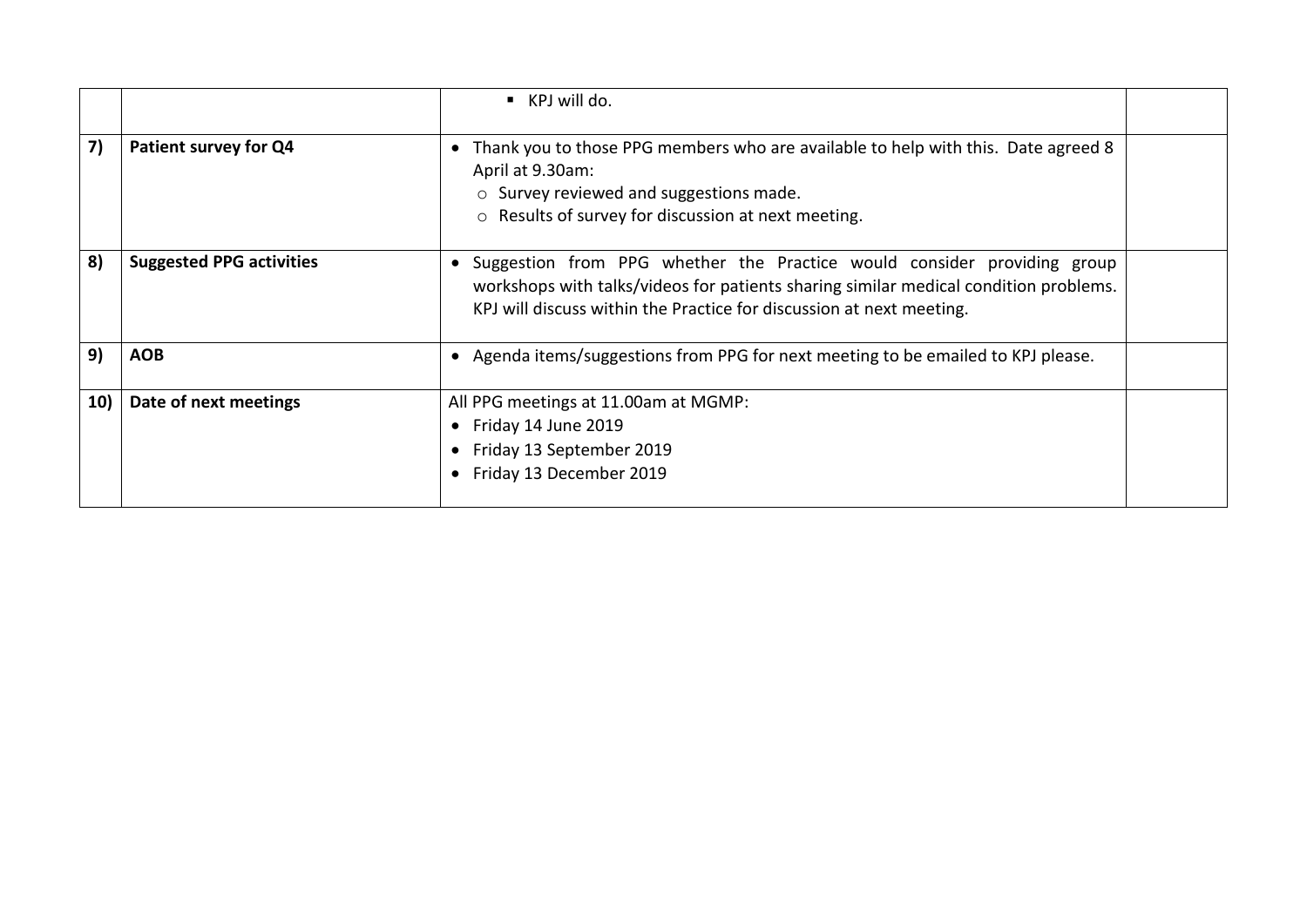| | | | |
|---|---|---|---|
| | | ▪ KPJ will do. | |
| 7) | **Patient survey for Q4** | • Thank you to those PPG members who are available to help with this. Date agreed 8 April at 9.30am:<br>○ Survey reviewed and suggestions made.<br>○ Results of survey for discussion at next meeting. | |
| 8) | **Suggested PPG activities** | • Suggestion from PPG whether the Practice would consider providing group workshops with talks/videos for patients sharing similar medical condition problems. KPJ will discuss within the Practice for discussion at next meeting. | |
| 9) | **AOB** | • Agenda items/suggestions from PPG for next meeting to be emailed to KPJ please. | |
| 10) | **Date of next meetings** | All PPG meetings at 11.00am at MGMP:<br>• Friday 14 June 2019<br>• Friday 13 September 2019<br>• Friday 13 December 2019 | |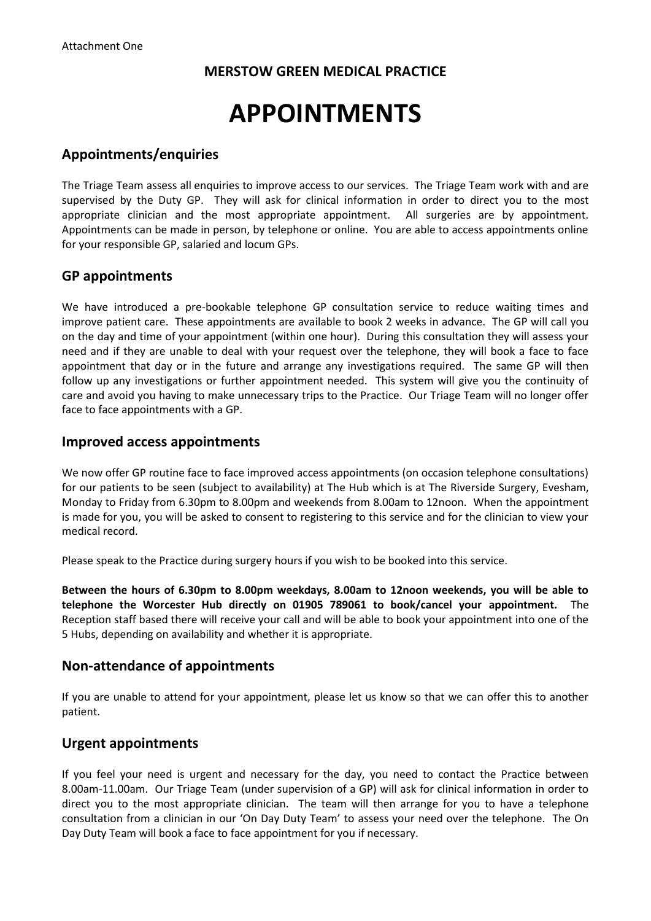Attachment One

**MERSTOW GREEN MEDICAL PRACTICE**

# APPOINTMENTS

## Appointments/enquiries

The Triage Team assess all enquiries to improve access to our services. The Triage Team work with and are supervised by the Duty GP. They will ask for clinical information in order to direct you to the most appropriate clinician and the most appropriate appointment. All surgeries are by appointment. Appointments can be made in person, by telephone or online. You are able to access appointments online for your responsible GP, salaried and locum GPs.

## GP appointments

We have introduced a pre-bookable telephone GP consultation service to reduce waiting times and improve patient care. These appointments are available to book 2 weeks in advance. The GP will call you on the day and time of your appointment (within one hour). During this consultation they will assess your need and if they are unable to deal with your request over the telephone, they will book a face to face appointment that day or in the future and arrange any investigations required. The same GP will then follow up any investigations or further appointment needed. This system will give you the continuity of care and avoid you having to make unnecessary trips to the Practice. Our Triage Team will no longer offer face to face appointments with a GP.

## Improved access appointments

We now offer GP routine face to face improved access appointments (on occasion telephone consultations) for our patients to be seen (subject to availability) at The Hub which is at The Riverside Surgery, Evesham, Monday to Friday from 6.30pm to 8.00pm and weekends from 8.00am to 12noon. When the appointment is made for you, you will be asked to consent to registering to this service and for the clinician to view your medical record.

Please speak to the Practice during surgery hours if you wish to be booked into this service.

**Between the hours of 6.30pm to 8.00pm weekdays, 8.00am to 12noon weekends, you will be able to telephone the Worcester Hub directly on 01905 789061 to book/cancel your appointment.** The Reception staff based there will receive your call and will be able to book your appointment into one of the 5 Hubs, depending on availability and whether it is appropriate.

## Non-attendance of appointments

If you are unable to attend for your appointment, please let us know so that we can offer this to another patient.

## Urgent appointments

If you feel your need is urgent and necessary for the day, you need to contact the Practice between 8.00am-11.00am. Our Triage Team (under supervision of a GP) will ask for clinical information in order to direct you to the most appropriate clinician. The team will then arrange for you to have a telephone consultation from a clinician in our 'On Day Duty Team' to assess your need over the telephone. The On Day Duty Team will book a face to face appointment for you if necessary.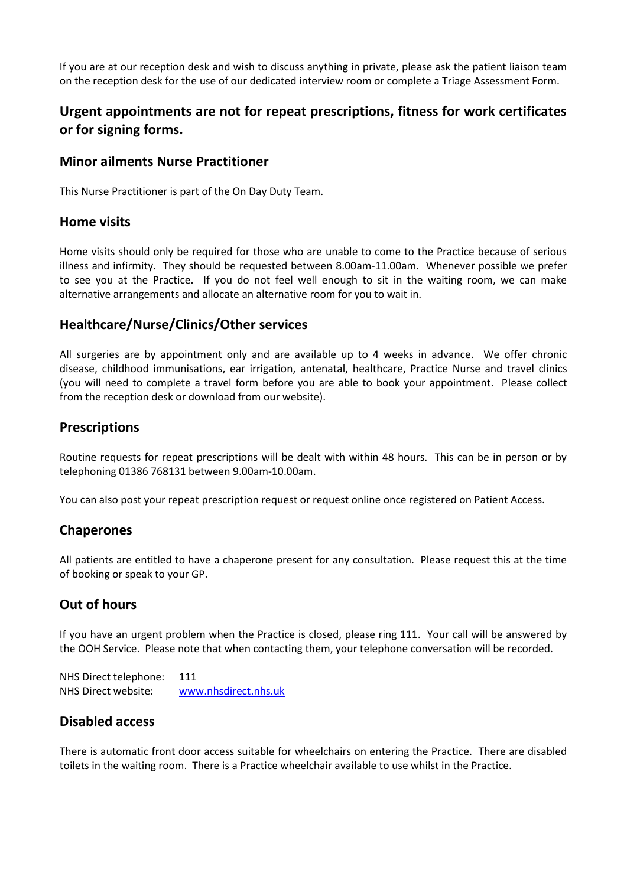If you are at our reception desk and wish to discuss anything in private, please ask the patient liaison team on the reception desk for the use of our dedicated interview room or complete a Triage Assessment Form.

## Urgent appointments are not for repeat prescriptions, fitness for work certificates or for signing forms.

### Minor ailments Nurse Practitioner

This Nurse Practitioner is part of the On Day Duty Team.

### Home visits

Home visits should only be required for those who are unable to come to the Practice because of serious illness and infirmity. They should be requested between 8.00am-11.00am. Whenever possible we prefer to see you at the Practice. If you do not feel well enough to sit in the waiting room, we can make alternative arrangements and allocate an alternative room for you to wait in.

### Healthcare/Nurse/Clinics/Other services

All surgeries are by appointment only and are available up to 4 weeks in advance. We offer chronic disease, childhood immunisations, ear irrigation, antenatal, healthcare, Practice Nurse and travel clinics (you will need to complete a travel form before you are able to book your appointment. Please collect from the reception desk or download from our website).

### Prescriptions

Routine requests for repeat prescriptions will be dealt with within 48 hours. This can be in person or by telephoning 01386 768131 between 9.00am-10.00am.

You can also post your repeat prescription request or request online once registered on Patient Access.

### Chaperones

All patients are entitled to have a chaperone present for any consultation. Please request this at the time of booking or speak to your GP.

### Out of hours

If you have an urgent problem when the Practice is closed, please ring 111. Your call will be answered by the OOH Service. Please note that when contacting them, your telephone conversation will be recorded.

NHS Direct telephone: 111
NHS Direct website: www.nhsdirect.nhs.uk

### Disabled access

There is automatic front door access suitable for wheelchairs on entering the Practice. There are disabled toilets in the waiting room. There is a Practice wheelchair available to use whilst in the Practice.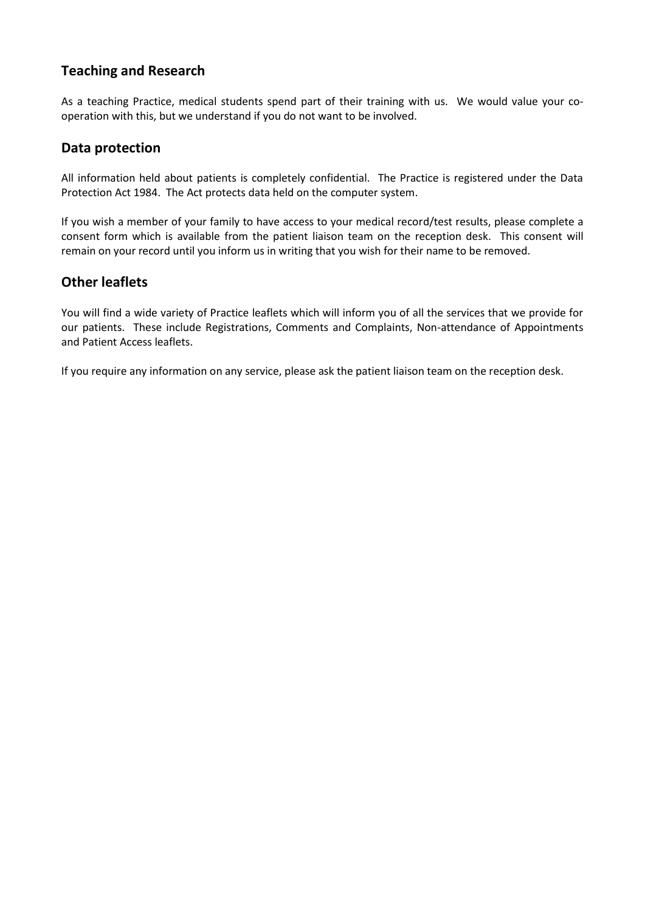## Teaching and Research

As a teaching Practice, medical students spend part of their training with us. We would value your co-operation with this, but we understand if you do not want to be involved.

## Data protection

All information held about patients is completely confidential. The Practice is registered under the Data Protection Act 1984. The Act protects data held on the computer system.

If you wish a member of your family to have access to your medical record/test results, please complete a consent form which is available from the patient liaison team on the reception desk. This consent will remain on your record until you inform us in writing that you wish for their name to be removed.

## Other leaflets

You will find a wide variety of Practice leaflets which will inform you of all the services that we provide for our patients. These include Registrations, Comments and Complaints, Non-attendance of Appointments and Patient Access leaflets.

If you require any information on any service, please ask the patient liaison team on the reception desk.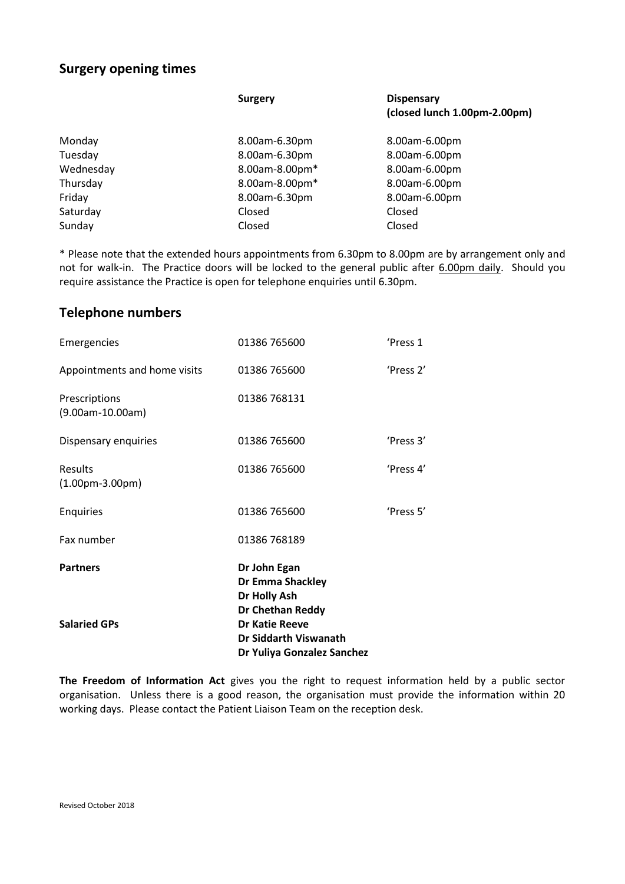## Surgery opening times

| | Surgery | Dispensary (closed lunch 1.00pm-2.00pm) |
|---|---|---|
| Monday | 8.00am-6.30pm | 8.00am-6.00pm |
| Tuesday | 8.00am-6.30pm | 8.00am-6.00pm |
| Wednesday | 8.00am-8.00pm* | 8.00am-6.00pm |
| Thursday | 8.00am-8.00pm* | 8.00am-6.00pm |
| Friday | 8.00am-6.30pm | 8.00am-6.00pm |
| Saturday | Closed | Closed |
| Sunday | Closed | Closed |

* Please note that the extended hours appointments from 6.30pm to 8.00pm are by arrangement only and not for walk-in. The Practice doors will be locked to the general public after 6.00pm daily. Should you require assistance the Practice is open for telephone enquiries until 6.30pm.

## Telephone numbers

| | | |
|---|---|---|
| Emergencies | 01386 765600 | 'Press 1 |
| Appointments and home visits | 01386 765600 | 'Press 2' |
| Prescriptions (9.00am-10.00am) | 01386 768131 | |
| Dispensary enquiries | 01386 765600 | 'Press 3' |
| Results (1.00pm-3.00pm) | 01386 765600 | 'Press 4' |
| Enquiries | 01386 765600 | 'Press 5' |
| Fax number | 01386 768189 | |

**Partners**

**Dr John Egan**
**Dr Emma Shackley**
**Dr Holly Ash**
**Dr Chethan Reddy**

**Salaried GPs**

**Dr Katie Reeve**
**Dr Siddarth Viswanath**
**Dr Yuliya Gonzalez Sanchez**

**The Freedom of Information Act** gives you the right to request information held by a public sector organisation. Unless there is a good reason, the organisation must provide the information within 20 working days. Please contact the Patient Liaison Team on the reception desk.

Revised October 2018